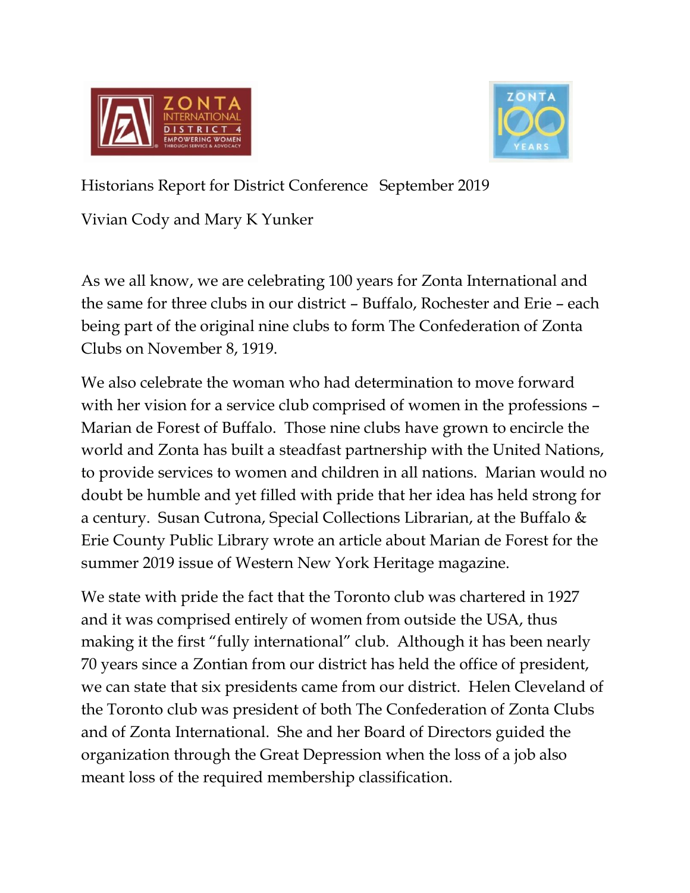Historians Report for District Conference September 2019

Vivian Cody and Mary K Yunker

As we all know, we are celebrating 100 years for Zonta International and the same for three clubs in our district – Buffalo, Rochester and Erie – each being part of the original nine clubs to form The Confederation of Zonta Clubs on November 8, 1919.

We also celebrate the woman who had determination to move forward with her vision for a service club comprised of women in the professions – Marian de Forest of Buffalo. Those nine clubs have grown to encircle the world and Zonta has built a steadfast partnership with the United Nations, to provide services to women and children in all nations. Marian would no doubt be humble and yet filled with pride that her idea has held strong for a century. Susan Cutrona, Special Collections Librarian, at the Buffalo & Erie County Public Library wrote an article about Marian de Forest for the summer 2019 issue of Western New York Heritage magazine.

We state with pride the fact that the Toronto club was chartered in 1927 and it was comprised entirely of women from outside the USA, thus making it the first "fully international" club. Although it has been nearly 70 years since a Zontian from our district has held the office of president, we can state that six presidents came from our district. Helen Cleveland of the Toronto club was president of both The Confederation of Zonta Clubs and of Zonta International. She and her Board of Directors guided the organization through the Great Depression when the loss of a job also meant loss of the required membership classification.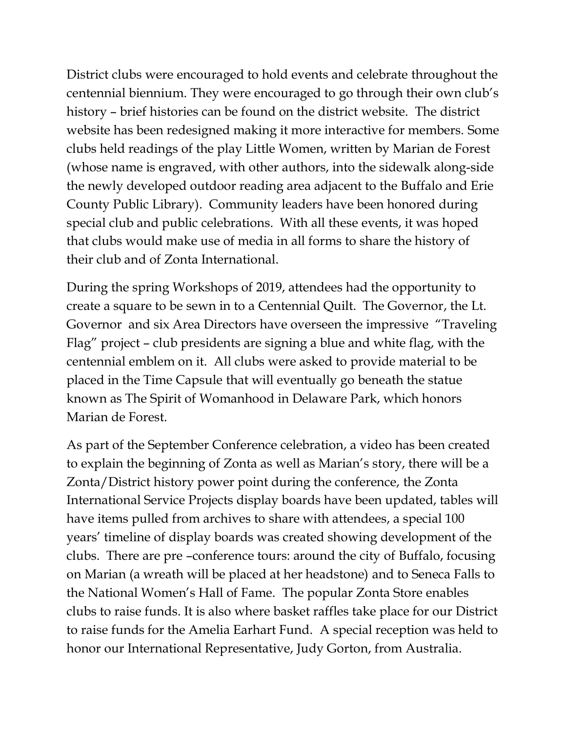District clubs were encouraged to hold events and celebrate throughout the centennial biennium. They were encouraged to go through their own club's history – brief histories can be found on the district website. The district website has been redesigned making it more interactive for members. Some clubs held readings of the play Little Women, written by Marian de Forest (whose name is engraved, with other authors, into the sidewalk along-side the newly developed outdoor reading area adjacent to the Buffalo and Erie County Public Library). Community leaders have been honored during special club and public celebrations. With all these events, it was hoped that clubs would make use of media in all forms to share the history of their club and of Zonta International.

During the spring Workshops of 2019, attendees had the opportunity to create a square to be sewn in to a Centennial Quilt. The Governor, the Lt. Governor and six Area Directors have overseen the impressive "Traveling Flag" project – club presidents are signing a blue and white flag, with the centennial emblem on it. All clubs were asked to provide material to be placed in the Time Capsule that will eventually go beneath the statue known as The Spirit of Womanhood in Delaware Park, which honors Marian de Forest.

As part of the September Conference celebration, a video has been created to explain the beginning of Zonta as well as Marian's story, there will be a Zonta/District history power point during the conference, the Zonta International Service Projects display boards have been updated, tables will have items pulled from archives to share with attendees, a special 100 years' timeline of display boards was created showing development of the clubs. There are pre –conference tours: around the city of Buffalo, focusing on Marian (a wreath will be placed at her headstone) and to Seneca Falls to the National Women's Hall of Fame. The popular Zonta Store enables clubs to raise funds. It is also where basket raffles take place for our District to raise funds for the Amelia Earhart Fund. A special reception was held to honor our International Representative, Judy Gorton, from Australia.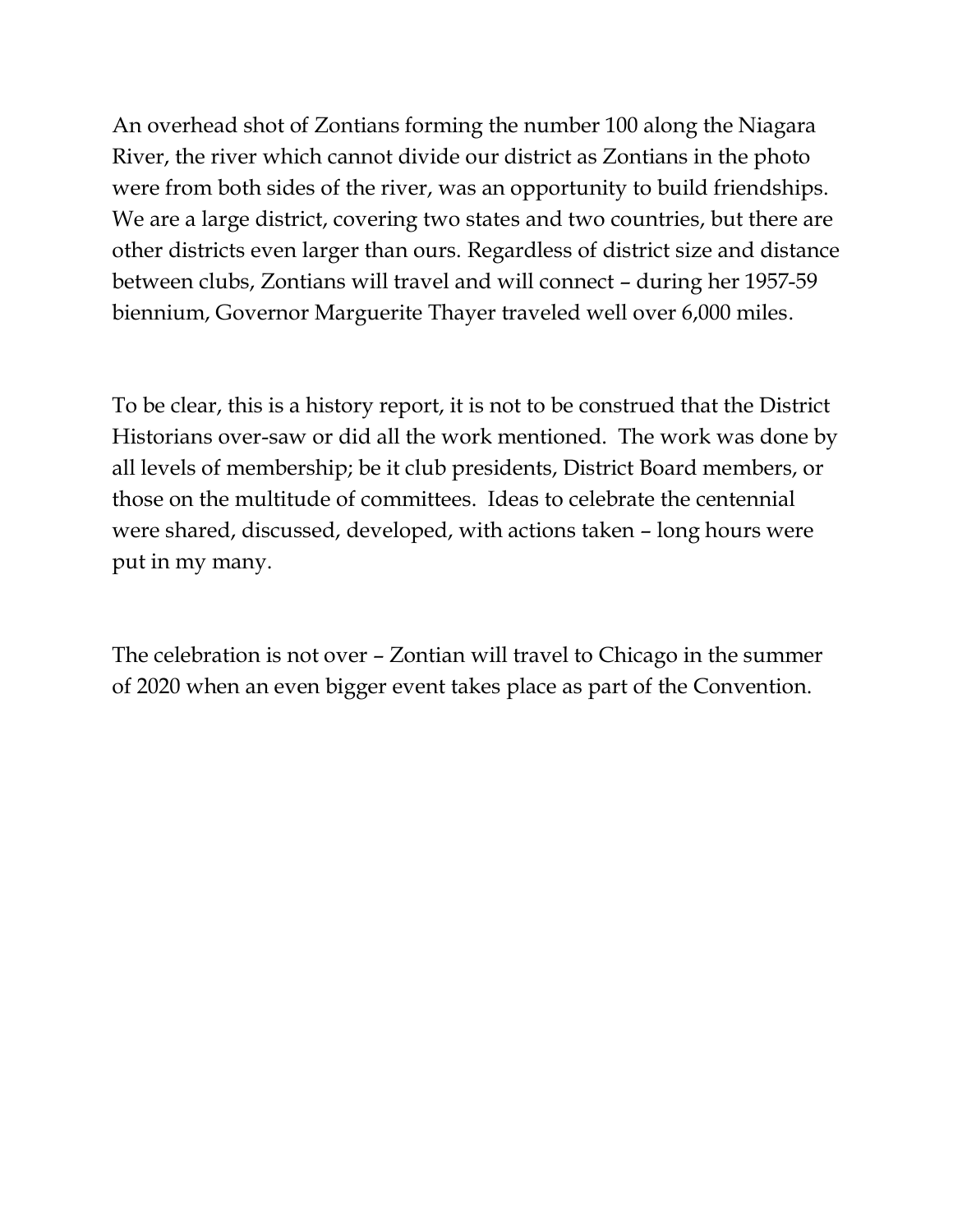An overhead shot of Zontians forming the number 100 along the Niagara River, the river which cannot divide our district as Zontians in the photo were from both sides of the river, was an opportunity to build friendships. We are a large district, covering two states and two countries, but there are other districts even larger than ours. Regardless of district size and distance between clubs, Zontians will travel and will connect – during her 1957-59 biennium, Governor Marguerite Thayer traveled well over 6,000 miles.

To be clear, this is a history report, it is not to be construed that the District Historians over-saw or did all the work mentioned. The work was done by all levels of membership; be it club presidents, District Board members, or those on the multitude of committees. Ideas to celebrate the centennial were shared, discussed, developed, with actions taken – long hours were put in my many.

The celebration is not over – Zontian will travel to Chicago in the summer of 2020 when an even bigger event takes place as part of the Convention.